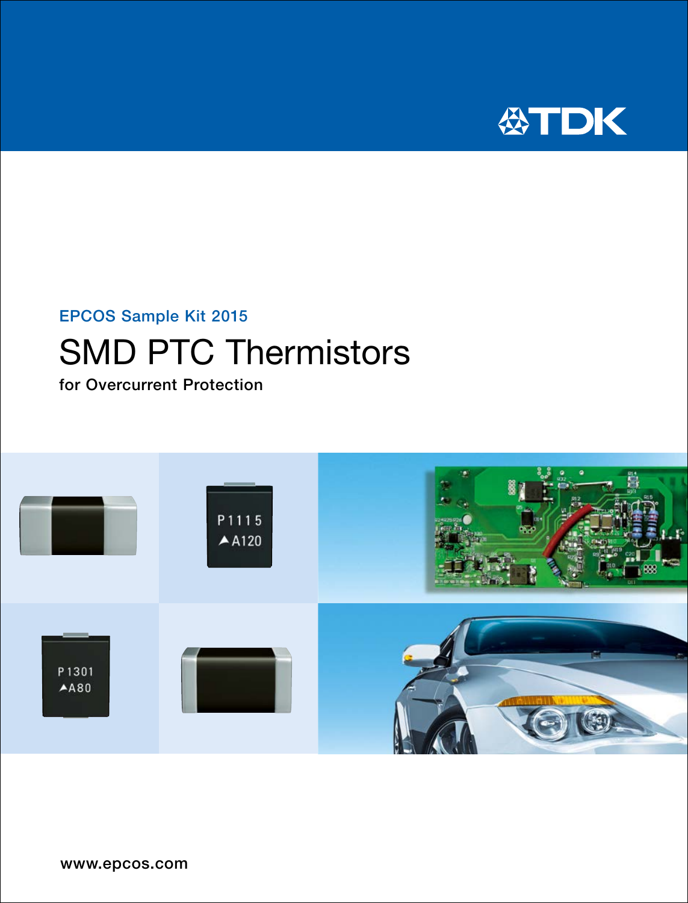TDK

EPCOS Sample Kit 2015

# SMD PTC Thermistors

for Overcurrent Protection

www.epcos.com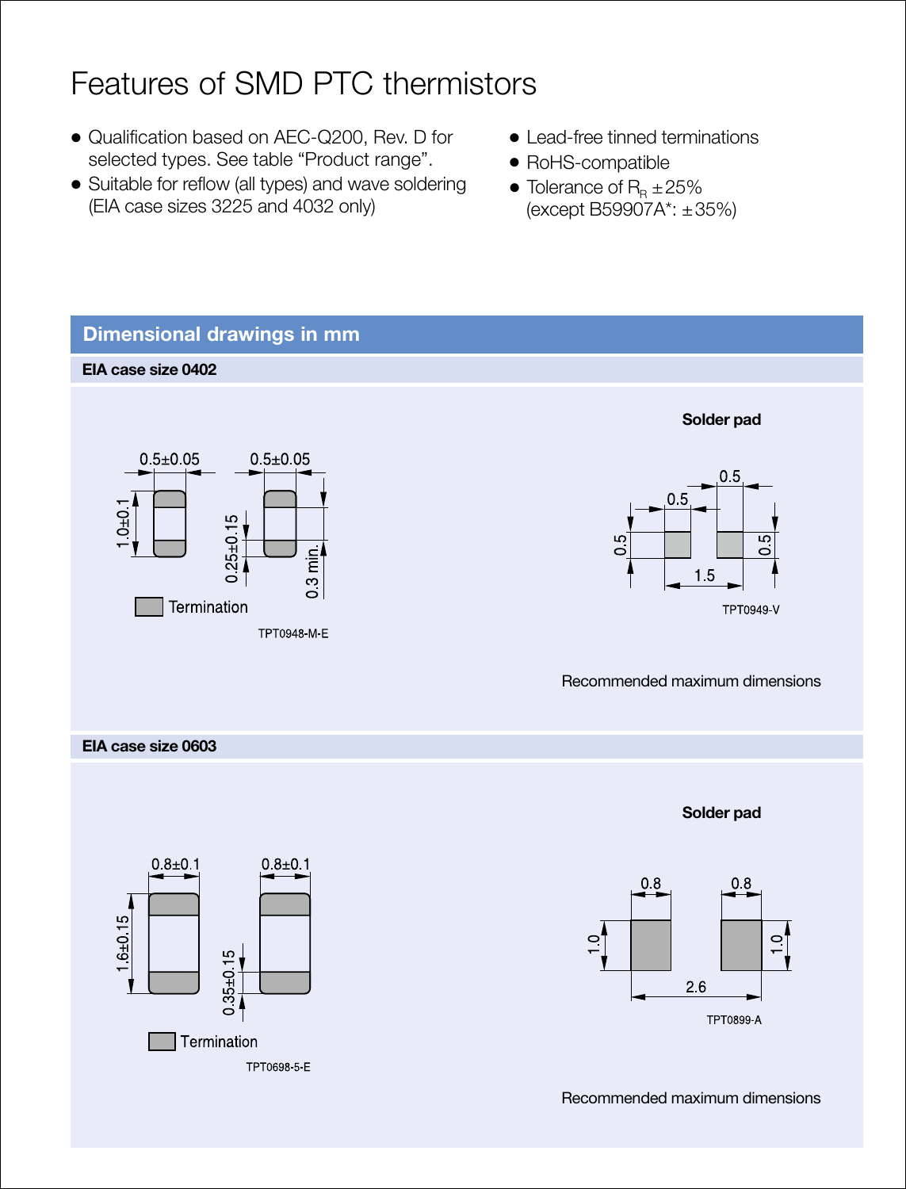# Features of SMD PTC thermistors

- Qualification based on AEC-Q200, Rev. D for selected types. See table "Product range".
- Suitable for reflow (all types) and wave soldering (EIA case sizes 3225 and 4032 only)
- Lead-free tinned terminations
- RoHS-compatible
- Tolerance of $R_R$ ±25% (except B59907A*: ±35%)

## Dimensional drawings in mm

### EIA case size 0402

0.5±0.05 0.5±0.05
1.0±0.1
0.25±0.15
0.3 min.
Termination
TPT0948-M-E

**Solder pad**

0.5 0.5
0.5 0.5
1.5
TPT0949-V

Recommended maximum dimensions

### EIA case size 0603

0.8±0.1 0.8±0.1
1.6±0.15
0.35±0.15
Termination
TPT0698-5-E

**Solder pad**

0.8 0.8
1.0 1.0
2.6
TPT0899-A

Recommended maximum dimensions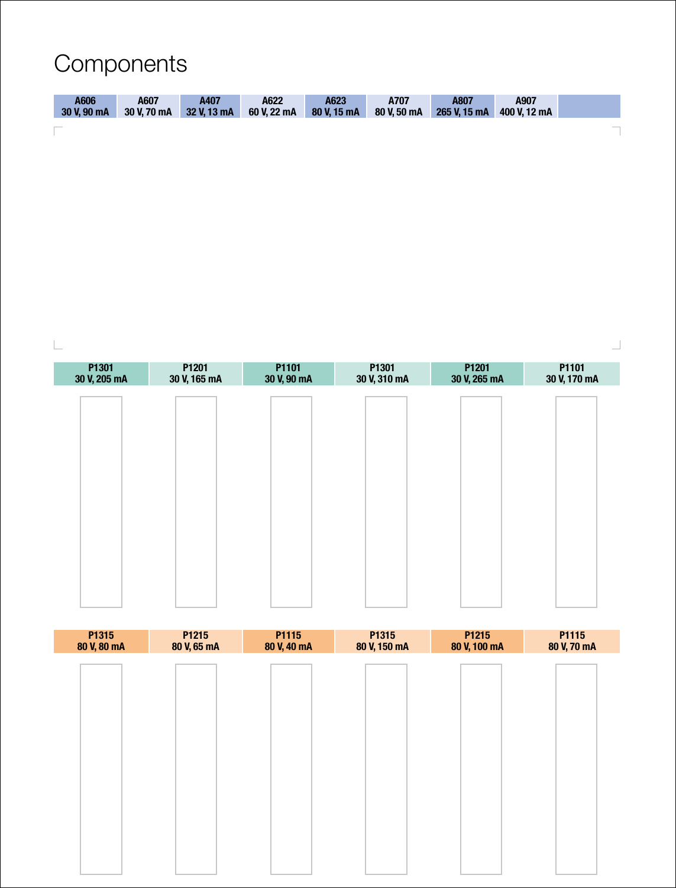# Components

| A606 | A607 | A407 | A622 | A623 | A707 | A807 | A907 | |
|---|---|---|---|---|---|---|---|---|
| 30 V, 90 mA | 30 V, 70 mA | 32 V, 13 mA | 60 V, 22 mA | 80 V, 15 mA | 80 V, 50 mA | 265 V, 15 mA | 400 V, 12 mA | |

| P1301 | P1201 | P1101 | P1301 | P1201 | P1101 |
|---|---|---|---|---|---|
| 30 V, 205 mA | 30 V, 165 mA | 30 V, 90 mA | 30 V, 310 mA | 30 V, 265 mA | 30 V, 170 mA |

| P1315 | P1215 | P1115 | P1315 | P1215 | P1115 |
|---|---|---|---|---|---|
| 80 V, 80 mA | 80 V, 65 mA | 80 V, 40 mA | 80 V, 150 mA | 80 V, 100 mA | 80 V, 70 mA |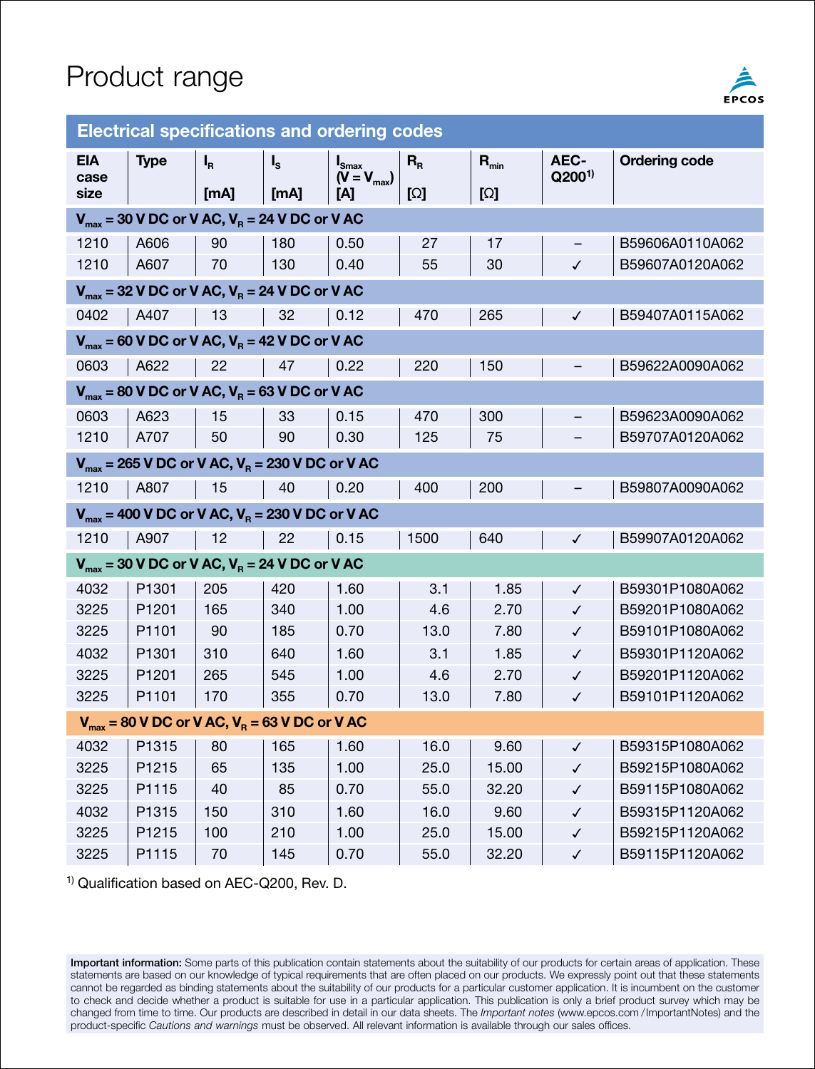# Product range

## Electrical specifications and ordering codes

| EIA case size | Type | $I_R$ [mA] | $I_S$ [mA] | $I_{Smax}$ ($V = V_{max}$) [A] | $R_R$ [Ω] | $R_{min}$ [Ω] | AEC-Q200[1] | Ordering code |
|---|---|---|---|---|---|---|---|---|
| **$V_{max}$ = 30 V DC or V AC, $V_R$ = 24 V DC or V AC** | | | | | | | | |
| 1210 | A606 | 90 | 180 | 0.50 | 27 | 17 | – | B59606A0110A062 |
| 1210 | A607 | 70 | 130 | 0.40 | 55 | 30 | ✓ | B59607A0120A062 |
| **$V_{max}$ = 32 V DC or V AC, $V_R$ = 24 V DC or V AC** | | | | | | | | |
| 0402 | A407 | 13 | 32 | 0.12 | 470 | 265 | ✓ | B59407A0115A062 |
| **$V_{max}$ = 60 V DC or V AC, $V_R$ = 42 V DC or V AC** | | | | | | | | |
| 0603 | A622 | 22 | 47 | 0.22 | 220 | 150 | – | B59622A0090A062 |
| **$V_{max}$ = 80 V DC or V AC, $V_R$ = 63 V DC or V AC** | | | | | | | | |
| 0603 | A623 | 15 | 33 | 0.15 | 470 | 300 | – | B59623A0090A062 |
| 1210 | A707 | 50 | 90 | 0.30 | 125 | 75 | – | B59707A0120A062 |
| **$V_{max}$ = 265 V DC or V AC, $V_R$ = 230 V DC or V AC** | | | | | | | | |
| 1210 | A807 | 15 | 40 | 0.20 | 400 | 200 | – | B59807A0090A062 |
| **$V_{max}$ = 400 V DC or V AC, $V_R$ = 230 V DC or V AC** | | | | | | | | |
| 1210 | A907 | 12 | 22 | 0.15 | 1500 | 640 | ✓ | B59907A0120A062 |
| **$V_{max}$ = 30 V DC or V AC, $V_R$ = 24 V DC or V AC** | | | | | | | | |
| 4032 | P1301 | 205 | 420 | 1.60 | 3.1 | 1.85 | ✓ | B59301P1080A062 |
| 3225 | P1201 | 165 | 340 | 1.00 | 4.6 | 2.70 | ✓ | B59201P1080A062 |
| 3225 | P1101 | 90 | 185 | 0.70 | 13.0 | 7.80 | ✓ | B59101P1080A062 |
| 4032 | P1301 | 310 | 640 | 1.60 | 3.1 | 1.85 | ✓ | B59301P1120A062 |
| 3225 | P1201 | 265 | 545 | 1.00 | 4.6 | 2.70 | ✓ | B59201P1120A062 |
| 3225 | P1101 | 170 | 355 | 0.70 | 13.0 | 7.80 | ✓ | B59101P1120A062 |
| **$V_{max}$ = 80 V DC or V AC, $V_R$ = 63 V DC or V AC** | | | | | | | | |
| 4032 | P1315 | 80 | 165 | 1.60 | 16.0 | 9.60 | ✓ | B59315P1080A062 |
| 3225 | P1215 | 65 | 135 | 1.00 | 25.0 | 15.00 | ✓ | B59215P1080A062 |
| 3225 | P1115 | 40 | 85 | 0.70 | 55.0 | 32.20 | ✓ | B59115P1080A062 |
| 4032 | P1315 | 150 | 310 | 1.60 | 16.0 | 9.60 | ✓ | B59315P1120A062 |
| 3225 | P1215 | 100 | 210 | 1.00 | 25.0 | 15.00 | ✓ | B59215P1120A062 |
| 3225 | P1115 | 70 | 145 | 0.70 | 55.0 | 32.20 | ✓ | B59115P1120A062 |

[1] Qualification based on AEC-Q200, Rev. D.

**Important information:** Some parts of this publication contain statements about the suitability of our products for certain areas of application. These statements are based on our knowledge of typical requirements that are often placed on our products. We expressly point out that these statements cannot be regarded as binding statements about the suitability of our products for a particular customer application. It is incumbent on the customer to check and decide whether a product is suitable for use in a particular application. This publication is only a brief product survey which may be changed from time to time. Our products are described in detail in our data sheets. The *Important notes* (www.epcos.com/ImportantNotes) and the product-specific *Cautions and warnings* must be observed. All relevant information is available through our sales offices.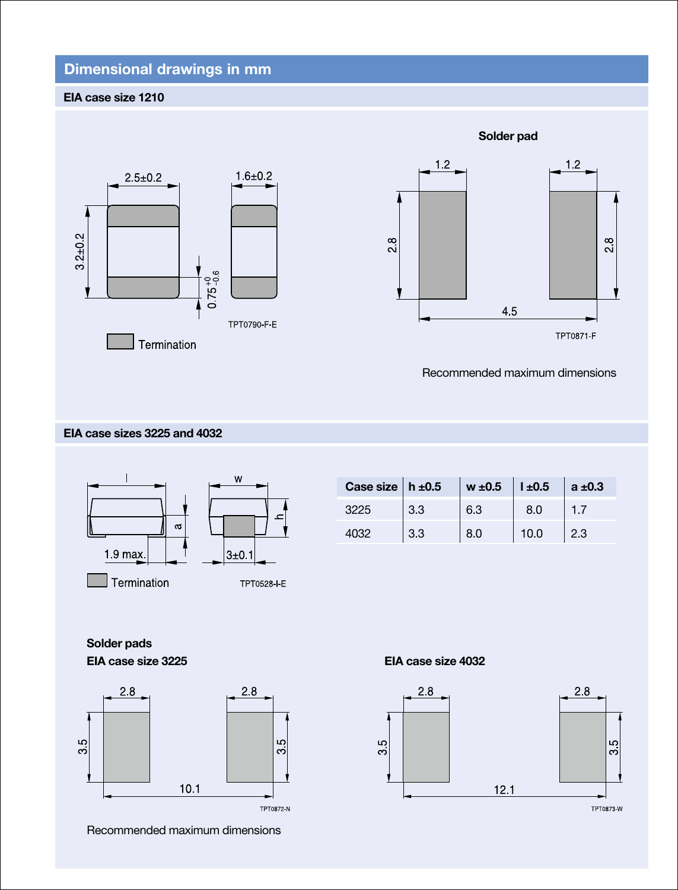## Dimensional drawings in mm

### EIA case size 1210

2.5±0.2

1.6±0.2

3.2±0.2

$0.75^{+0}_{-0.6}$

TPT0790-F-E

Termination

**Solder pad**

1.2

1.2

2.8

2.8

4.5

TPT0871-F

Recommended maximum dimensions

### EIA case sizes 3225 and 4032

l

w

a

h

1.9 max.

3±0.1

Termination

TPT0528-I-E

| Case size | h ±0.5 | w ±0.5 | l ±0.5 | a ±0.3 |
|---|---|---|---|---|
| 3225 | 3.3 | 6.3 | 8.0 | 1.7 |
| 4032 | 3.3 | 8.0 | 10.0 | 2.3 |

**Solder pads**

**EIA case size 3225**

2.8

2.8

3.5

3.5

10.1

TPT0872-N

**EIA case size 4032**

2.8

2.8

3.5

3.5

12.1

TPT0873-W

Recommended maximum dimensions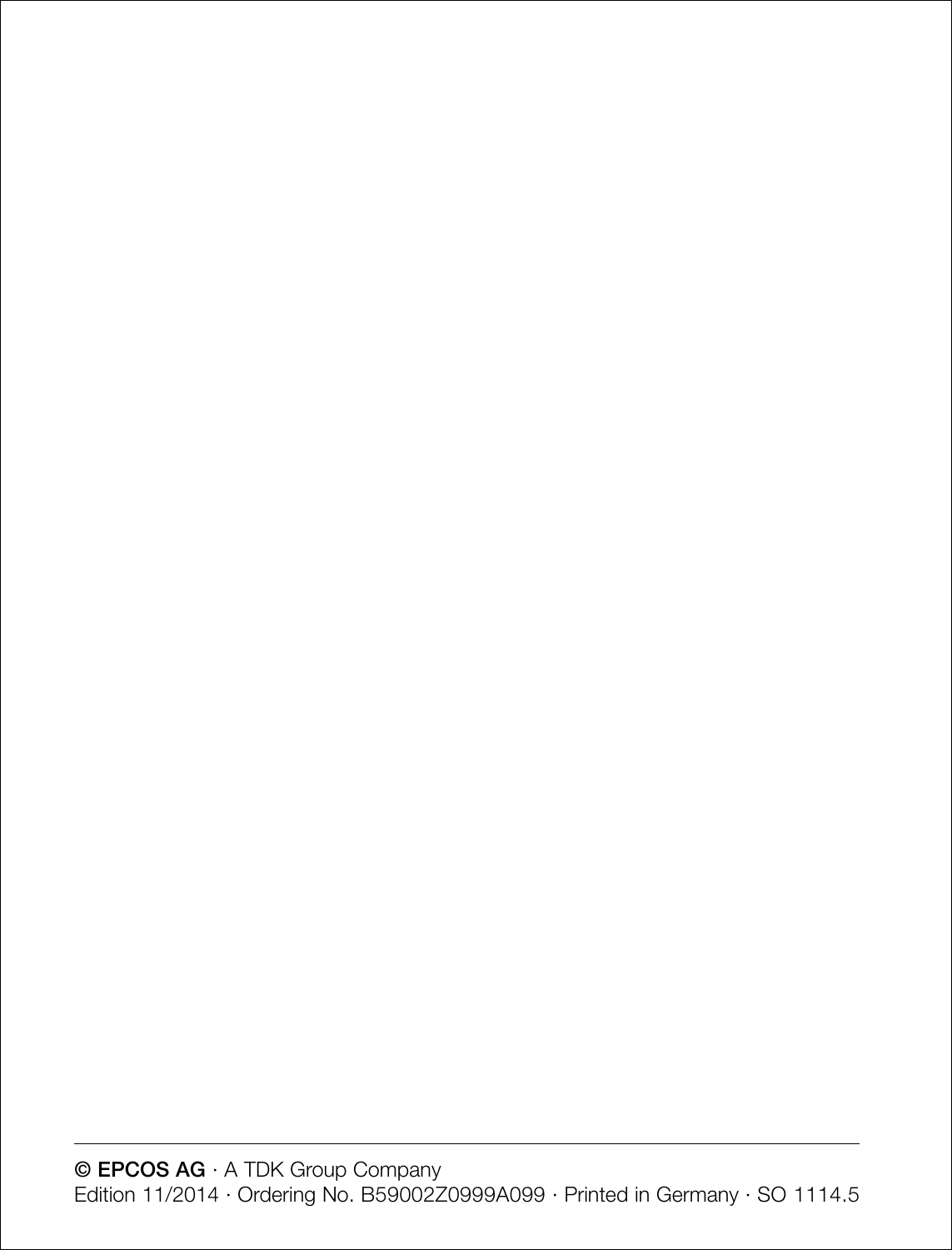© **EPCOS AG** · A TDK Group Company
Edition 11/2014 · Ordering No. B59002Z0999A099 · Printed in Germany · SO 1114.5